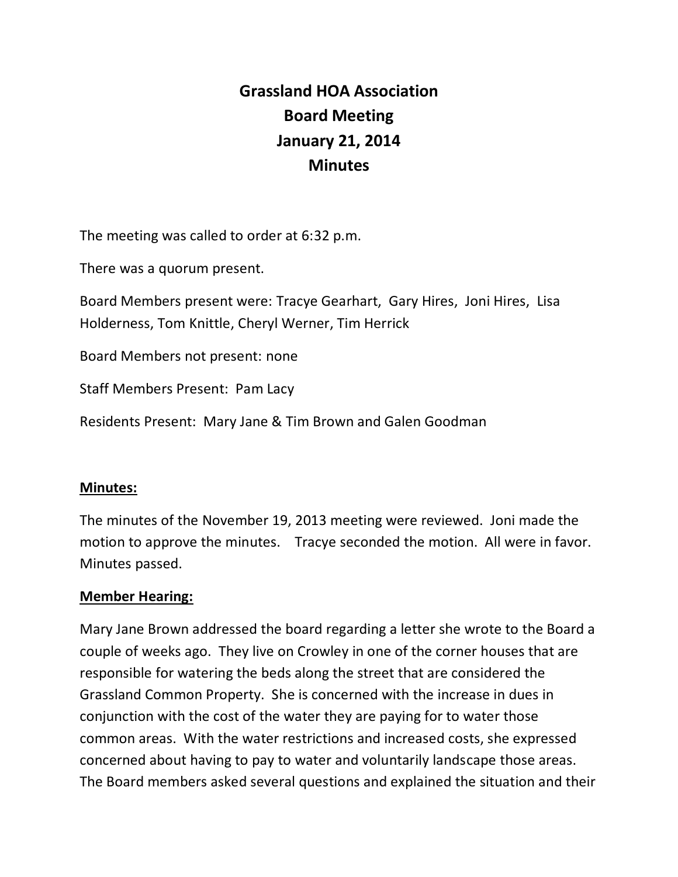# Grassland HOA Association
## Board Meeting
## January 21, 2014
## Minutes

The meeting was called to order at 6:32 p.m.

There was a quorum present.

Board Members present were: Tracye Gearhart, Gary Hires, Joni Hires, Lisa Holderness, Tom Knittle, Cheryl Werner, Tim Herrick

Board Members not present: none

Staff Members Present: Pam Lacy

Residents Present: Mary Jane & Tim Brown and Galen Goodman

**Minutes:**

The minutes of the November 19, 2013 meeting were reviewed. Joni made the motion to approve the minutes. Tracye seconded the motion. All were in favor. Minutes passed.

**Member Hearing:**

Mary Jane Brown addressed the board regarding a letter she wrote to the Board a couple of weeks ago. They live on Crowley in one of the corner houses that are responsible for watering the beds along the street that are considered the Grassland Common Property. She is concerned with the increase in dues in conjunction with the cost of the water they are paying for to water those common areas. With the water restrictions and increased costs, she expressed concerned about having to pay to water and voluntarily landscape those areas. The Board members asked several questions and explained the situation and their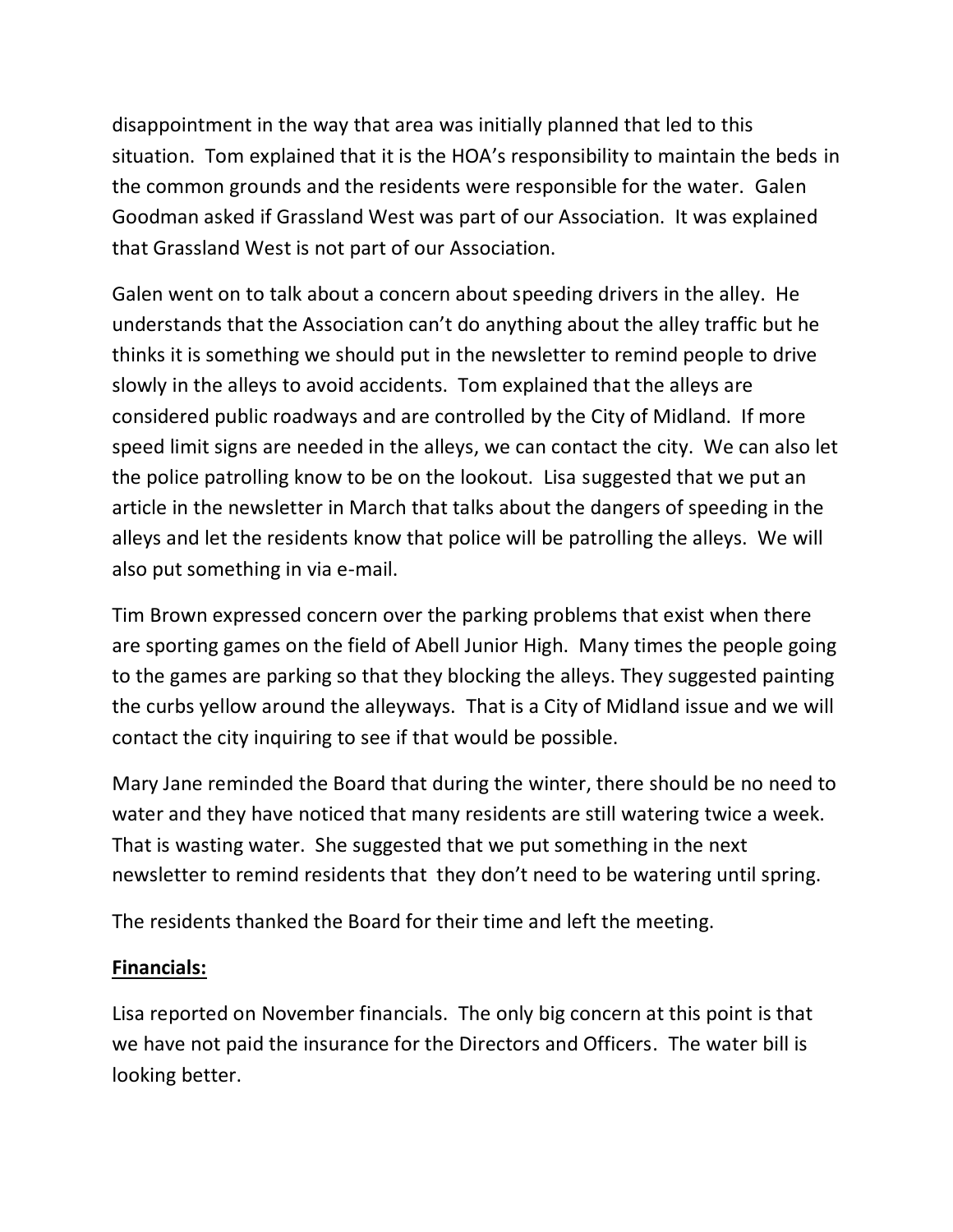disappointment in the way that area was initially planned that led to this situation. Tom explained that it is the HOA's responsibility to maintain the beds in the common grounds and the residents were responsible for the water. Galen Goodman asked if Grassland West was part of our Association. It was explained that Grassland West is not part of our Association.

Galen went on to talk about a concern about speeding drivers in the alley. He understands that the Association can't do anything about the alley traffic but he thinks it is something we should put in the newsletter to remind people to drive slowly in the alleys to avoid accidents. Tom explained that the alleys are considered public roadways and are controlled by the City of Midland. If more speed limit signs are needed in the alleys, we can contact the city. We can also let the police patrolling know to be on the lookout. Lisa suggested that we put an article in the newsletter in March that talks about the dangers of speeding in the alleys and let the residents know that police will be patrolling the alleys. We will also put something in via e-mail.

Tim Brown expressed concern over the parking problems that exist when there are sporting games on the field of Abell Junior High. Many times the people going to the games are parking so that they blocking the alleys. They suggested painting the curbs yellow around the alleyways. That is a City of Midland issue and we will contact the city inquiring to see if that would be possible.

Mary Jane reminded the Board that during the winter, there should be no need to water and they have noticed that many residents are still watering twice a week. That is wasting water. She suggested that we put something in the next newsletter to remind residents that they don't need to be watering until spring.

The residents thanked the Board for their time and left the meeting.

**Financials:**

Lisa reported on November financials. The only big concern at this point is that we have not paid the insurance for the Directors and Officers. The water bill is looking better.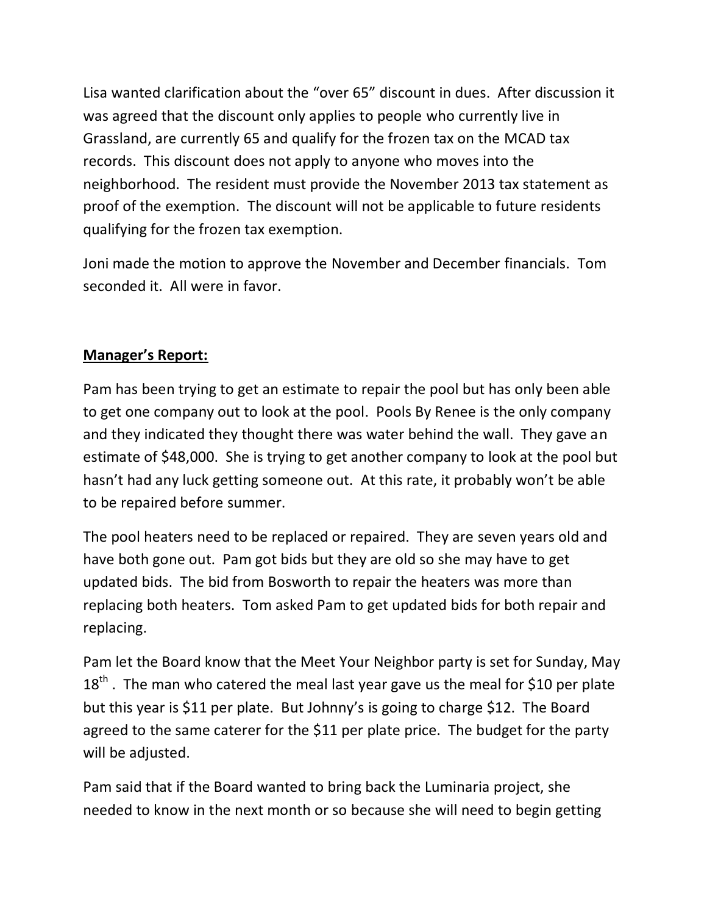Lisa wanted clarification about the "over 65" discount in dues. After discussion it was agreed that the discount only applies to people who currently live in Grassland, are currently 65 and qualify for the frozen tax on the MCAD tax records. This discount does not apply to anyone who moves into the neighborhood. The resident must provide the November 2013 tax statement as proof of the exemption. The discount will not be applicable to future residents qualifying for the frozen tax exemption.

Joni made the motion to approve the November and December financials. Tom seconded it. All were in favor.

**Manager's Report:**

Pam has been trying to get an estimate to repair the pool but has only been able to get one company out to look at the pool. Pools By Renee is the only company and they indicated they thought there was water behind the wall. They gave an estimate of $48,000. She is trying to get another company to look at the pool but hasn't had any luck getting someone out. At this rate, it probably won't be able to be repaired before summer.

The pool heaters need to be replaced or repaired. They are seven years old and have both gone out. Pam got bids but they are old so she may have to get updated bids. The bid from Bosworth to repair the heaters was more than replacing both heaters. Tom asked Pam to get updated bids for both repair and replacing.

Pam let the Board know that the Meet Your Neighbor party is set for Sunday, May 18th. The man who catered the meal last year gave us the meal for $10 per plate but this year is $11 per plate. But Johnny's is going to charge $12. The Board agreed to the same caterer for the $11 per plate price. The budget for the party will be adjusted.

Pam said that if the Board wanted to bring back the Luminaria project, she needed to know in the next month or so because she will need to begin getting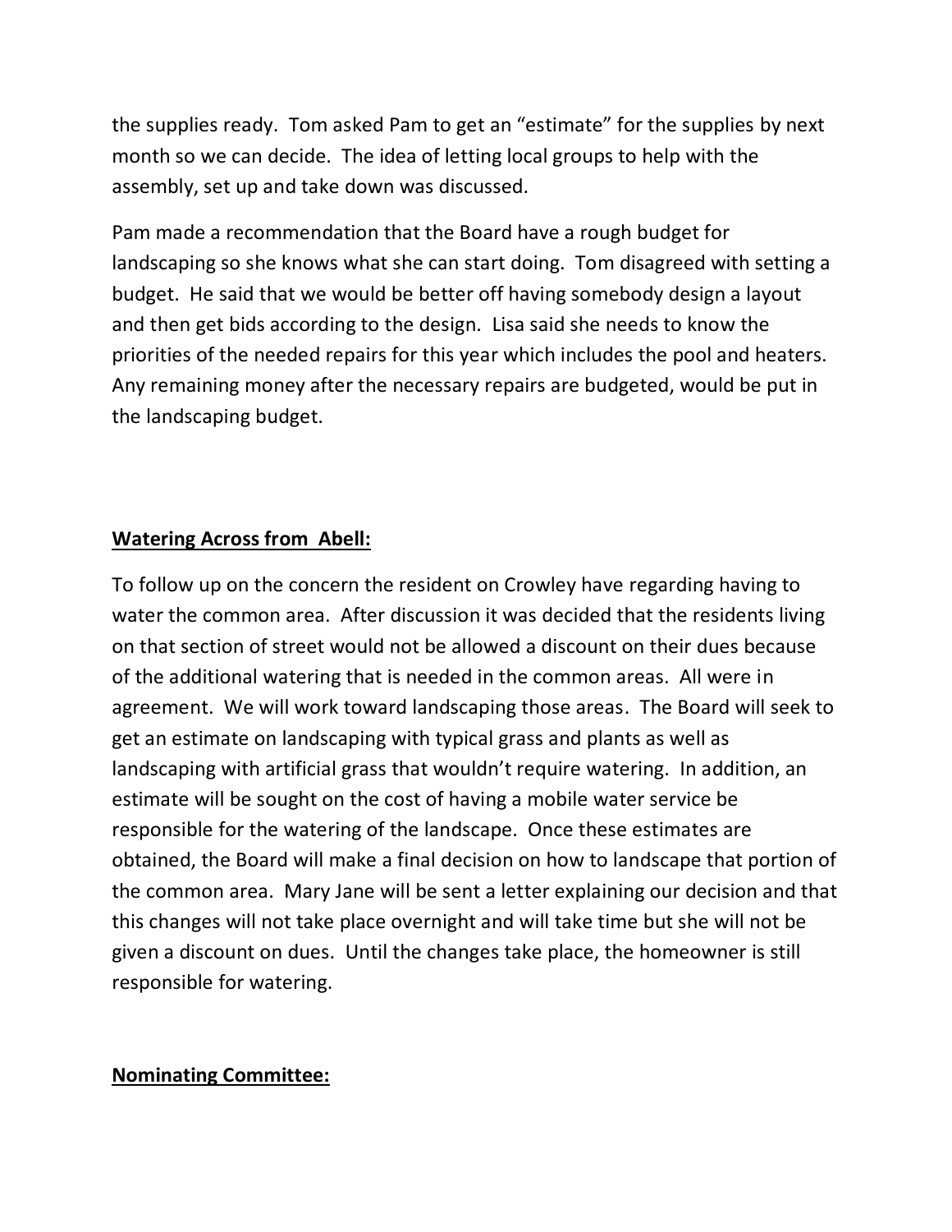the supplies ready. Tom asked Pam to get an "estimate" for the supplies by next month so we can decide. The idea of letting local groups to help with the assembly, set up and take down was discussed.

Pam made a recommendation that the Board have a rough budget for landscaping so she knows what she can start doing. Tom disagreed with setting a budget. He said that we would be better off having somebody design a layout and then get bids according to the design. Lisa said she needs to know the priorities of the needed repairs for this year which includes the pool and heaters. Any remaining money after the necessary repairs are budgeted, would be put in the landscaping budget.

**Watering Across from Abell:**

To follow up on the concern the resident on Crowley have regarding having to water the common area. After discussion it was decided that the residents living on that section of street would not be allowed a discount on their dues because of the additional watering that is needed in the common areas. All were in agreement. We will work toward landscaping those areas. The Board will seek to get an estimate on landscaping with typical grass and plants as well as landscaping with artificial grass that wouldn't require watering. In addition, an estimate will be sought on the cost of having a mobile water service be responsible for the watering of the landscape. Once these estimates are obtained, the Board will make a final decision on how to landscape that portion of the common area. Mary Jane will be sent a letter explaining our decision and that this changes will not take place overnight and will take time but she will not be given a discount on dues. Until the changes take place, the homeowner is still responsible for watering.

**Nominating Committee:**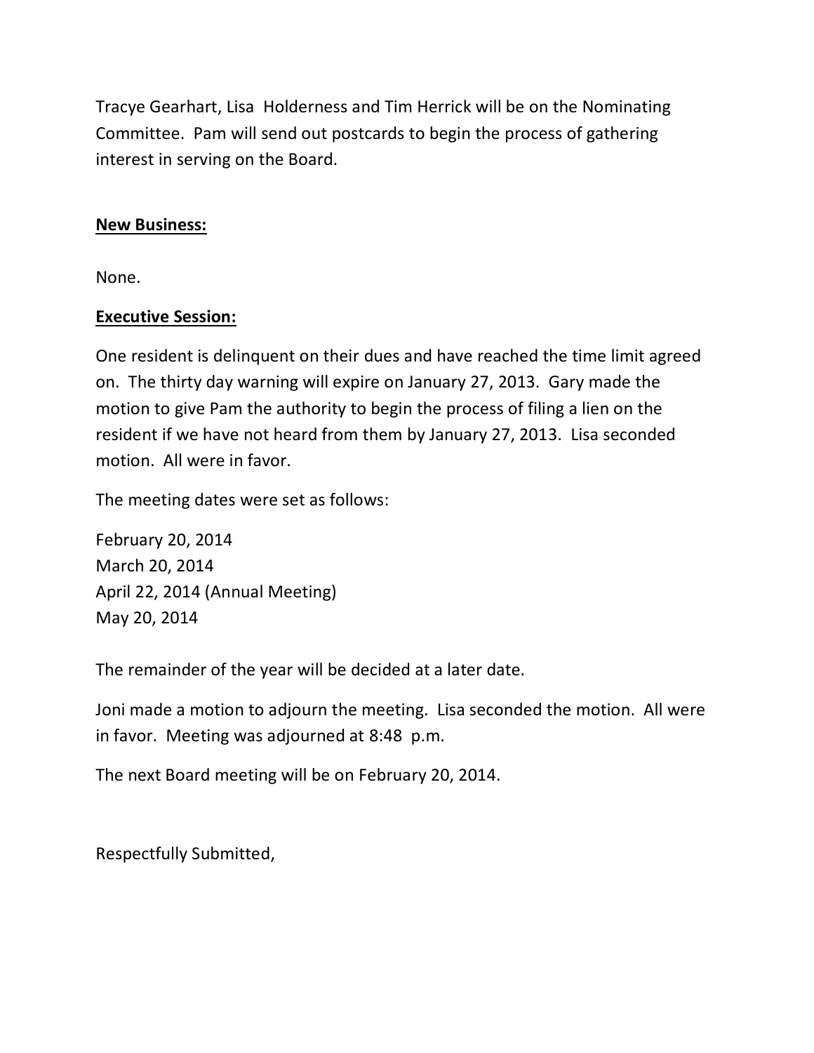Tracye Gearhart, Lisa Holderness and Tim Herrick will be on the Nominating Committee. Pam will send out postcards to begin the process of gathering interest in serving on the Board.

**New Business:**

None.

**Executive Session:**

One resident is delinquent on their dues and have reached the time limit agreed on. The thirty day warning will expire on January 27, 2013. Gary made the motion to give Pam the authority to begin the process of filing a lien on the resident if we have not heard from them by January 27, 2013. Lisa seconded motion. All were in favor.

The meeting dates were set as follows:

February 20, 2014
March 20, 2014
April 22, 2014 (Annual Meeting)
May 20, 2014

The remainder of the year will be decided at a later date.

Joni made a motion to adjourn the meeting. Lisa seconded the motion. All were in favor. Meeting was adjourned at 8:48 p.m.

The next Board meeting will be on February 20, 2014.

Respectfully Submitted,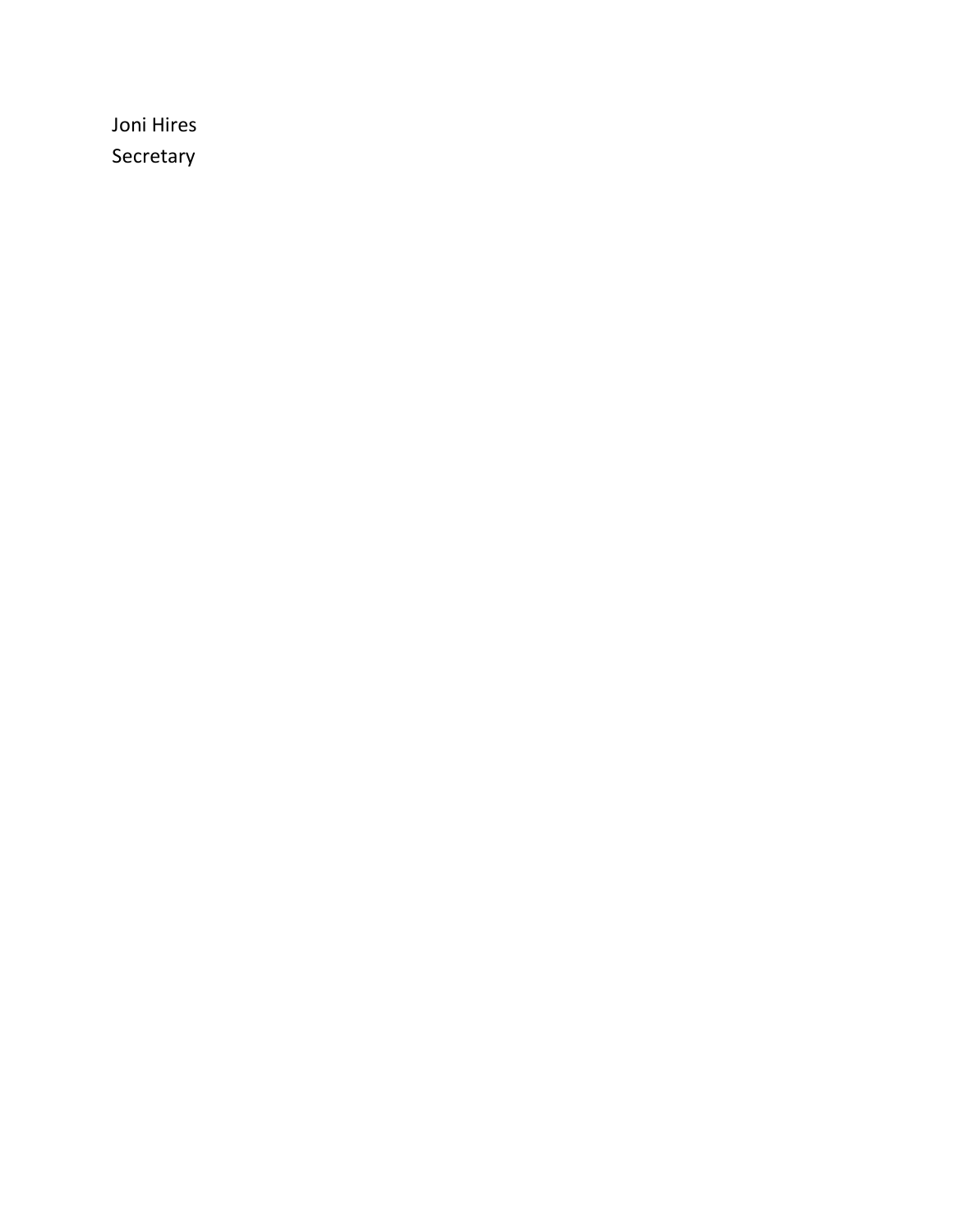Joni Hires
Secretary